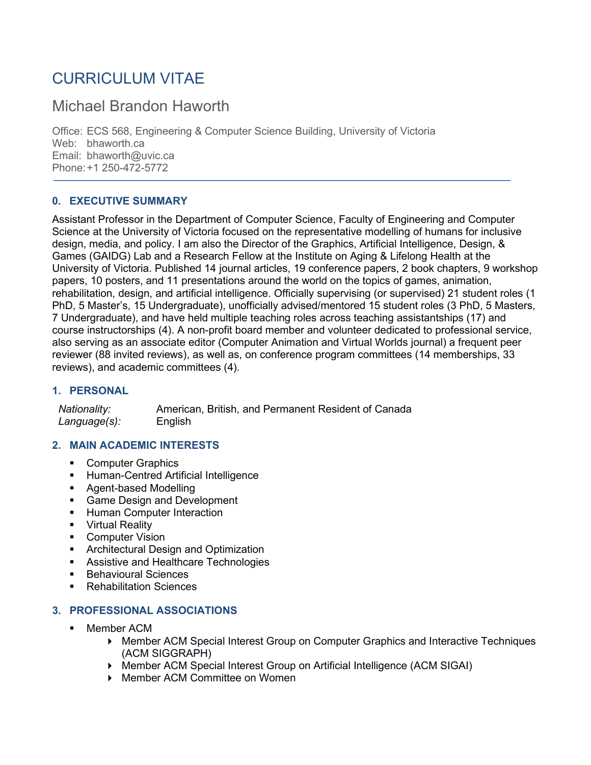# CURRICULUM VITAE

## Michael Brandon Haworth

Office: ECS 568, Engineering & Computer Science Building, University of Victoria
Web: bhaworth.ca
Email: bhaworth@uvic.ca
Phone: +1 250-472-5772

---

### 0. EXECUTIVE SUMMARY

Assistant Professor in the Department of Computer Science, Faculty of Engineering and Computer Science at the University of Victoria focused on the representative modelling of humans for inclusive design, media, and policy. I am also the Director of the Graphics, Artificial Intelligence, Design, & Games (GAIDG) Lab and a Research Fellow at the Institute on Aging & Lifelong Health at the University of Victoria. Published 14 journal articles, 19 conference papers, 2 book chapters, 9 workshop papers, 10 posters, and 11 presentations around the world on the topics of games, animation, rehabilitation, design, and artificial intelligence. Officially supervising (or supervised) 21 student roles (1 PhD, 5 Master's, 15 Undergraduate), unofficially advised/mentored 15 student roles (3 PhD, 5 Masters, 7 Undergraduate), and have held multiple teaching roles across teaching assistantships (17) and course instructorships (4). A non-profit board member and volunteer dedicated to professional service, also serving as an associate editor (Computer Animation and Virtual Worlds journal) a frequent peer reviewer (88 invited reviews), as well as, on conference program committees (14 memberships, 33 reviews), and academic committees (4).

### 1. PERSONAL

| | |
|---|---|
| *Nationality:* | American, British, and Permanent Resident of Canada |
| *Language(s):* | English |

### 2. MAIN ACADEMIC INTERESTS

- Computer Graphics
- Human-Centred Artificial Intelligence
- Agent-based Modelling
- Game Design and Development
- Human Computer Interaction
- Virtual Reality
- Computer Vision
- Architectural Design and Optimization
- Assistive and Healthcare Technologies
- Behavioural Sciences
- Rehabilitation Sciences

### 3. PROFESSIONAL ASSOCIATIONS

- Member ACM
  - Member ACM Special Interest Group on Computer Graphics and Interactive Techniques (ACM SIGGRAPH)
  - Member ACM Special Interest Group on Artificial Intelligence (ACM SIGAI)
  - Member ACM Committee on Women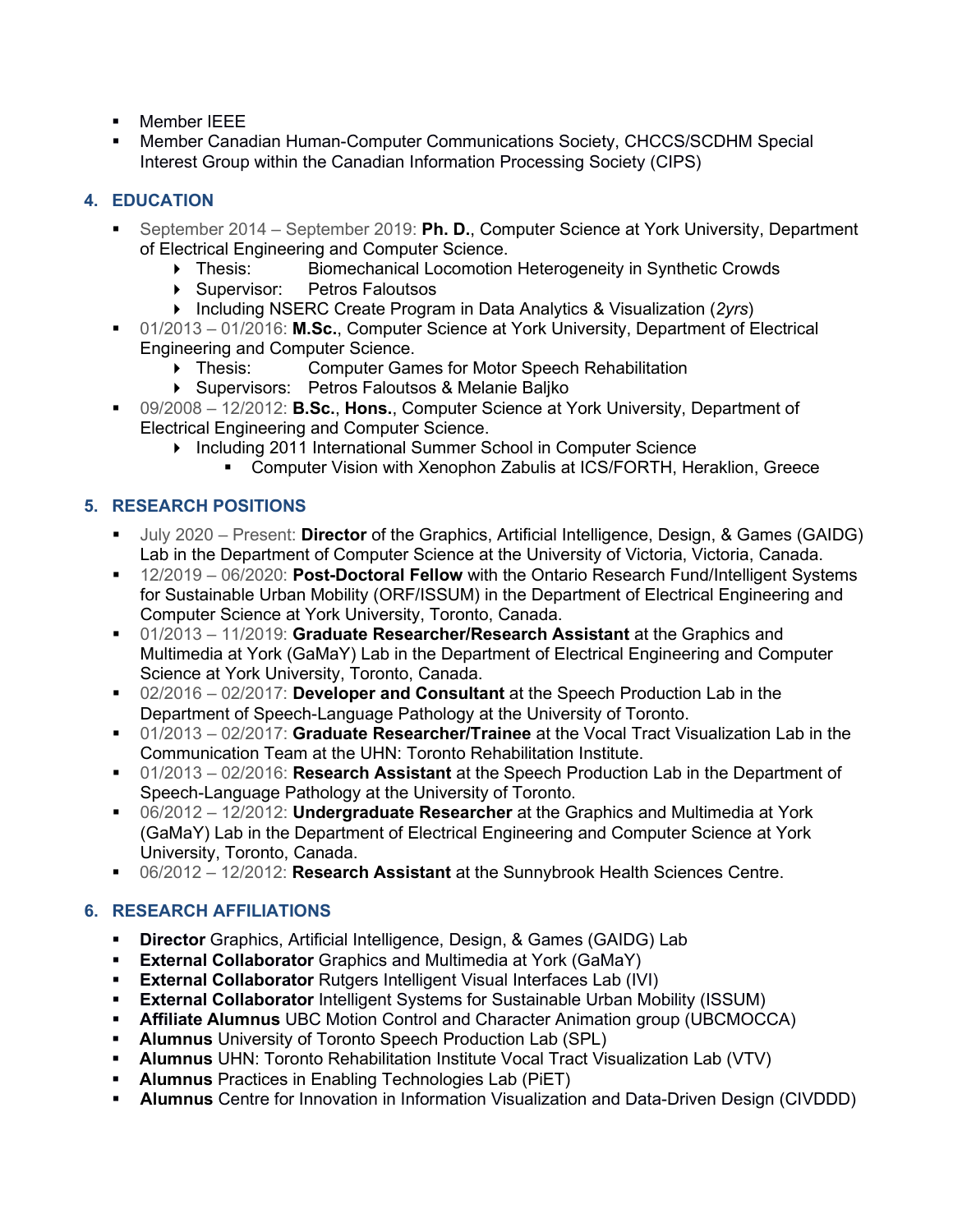- Member IEEE
- Member Canadian Human-Computer Communications Society, CHCCS/SCDHM Special Interest Group within the Canadian Information Processing Society (CIPS)

## 4. EDUCATION

- September 2014 – September 2019: **Ph. D.**, Computer Science at York University, Department of Electrical Engineering and Computer Science.
  - Thesis: Biomechanical Locomotion Heterogeneity in Synthetic Crowds
  - Supervisor: Petros Faloutsos
  - Including NSERC Create Program in Data Analytics & Visualization (*2yrs*)
- 01/2013 – 01/2016: **M.Sc.**, Computer Science at York University, Department of Electrical Engineering and Computer Science.
  - Thesis: Computer Games for Motor Speech Rehabilitation
  - Supervisors: Petros Faloutsos & Melanie Baljko
- 09/2008 – 12/2012: **B.Sc.**, **Hons.**, Computer Science at York University, Department of Electrical Engineering and Computer Science.
  - Including 2011 International Summer School in Computer Science
    - Computer Vision with Xenophon Zabulis at ICS/FORTH, Heraklion, Greece

## 5. RESEARCH POSITIONS

- July 2020 – Present: **Director** of the Graphics, Artificial Intelligence, Design, & Games (GAIDG) Lab in the Department of Computer Science at the University of Victoria, Victoria, Canada.
- 12/2019 – 06/2020: **Post-Doctoral Fellow** with the Ontario Research Fund/Intelligent Systems for Sustainable Urban Mobility (ORF/ISSUM) in the Department of Electrical Engineering and Computer Science at York University, Toronto, Canada.
- 01/2013 – 11/2019: **Graduate Researcher/Research Assistant** at the Graphics and Multimedia at York (GaMaY) Lab in the Department of Electrical Engineering and Computer Science at York University, Toronto, Canada.
- 02/2016 – 02/2017: **Developer and Consultant** at the Speech Production Lab in the Department of Speech-Language Pathology at the University of Toronto.
- 01/2013 – 02/2017: **Graduate Researcher/Trainee** at the Vocal Tract Visualization Lab in the Communication Team at the UHN: Toronto Rehabilitation Institute.
- 01/2013 – 02/2016: **Research Assistant** at the Speech Production Lab in the Department of Speech-Language Pathology at the University of Toronto.
- 06/2012 – 12/2012: **Undergraduate Researcher** at the Graphics and Multimedia at York (GaMaY) Lab in the Department of Electrical Engineering and Computer Science at York University, Toronto, Canada.
- 06/2012 – 12/2012: **Research Assistant** at the Sunnybrook Health Sciences Centre.

## 6. RESEARCH AFFILIATIONS

- **Director** Graphics, Artificial Intelligence, Design, & Games (GAIDG) Lab
- **External Collaborator** Graphics and Multimedia at York (GaMaY)
- **External Collaborator** Rutgers Intelligent Visual Interfaces Lab (IVI)
- **External Collaborator** Intelligent Systems for Sustainable Urban Mobility (ISSUM)
- **Affiliate Alumnus** UBC Motion Control and Character Animation group (UBCMOCCA)
- **Alumnus** University of Toronto Speech Production Lab (SPL)
- **Alumnus** UHN: Toronto Rehabilitation Institute Vocal Tract Visualization Lab (VTV)
- **Alumnus** Practices in Enabling Technologies Lab (PiET)
- **Alumnus** Centre for Innovation in Information Visualization and Data-Driven Design (CIVDDD)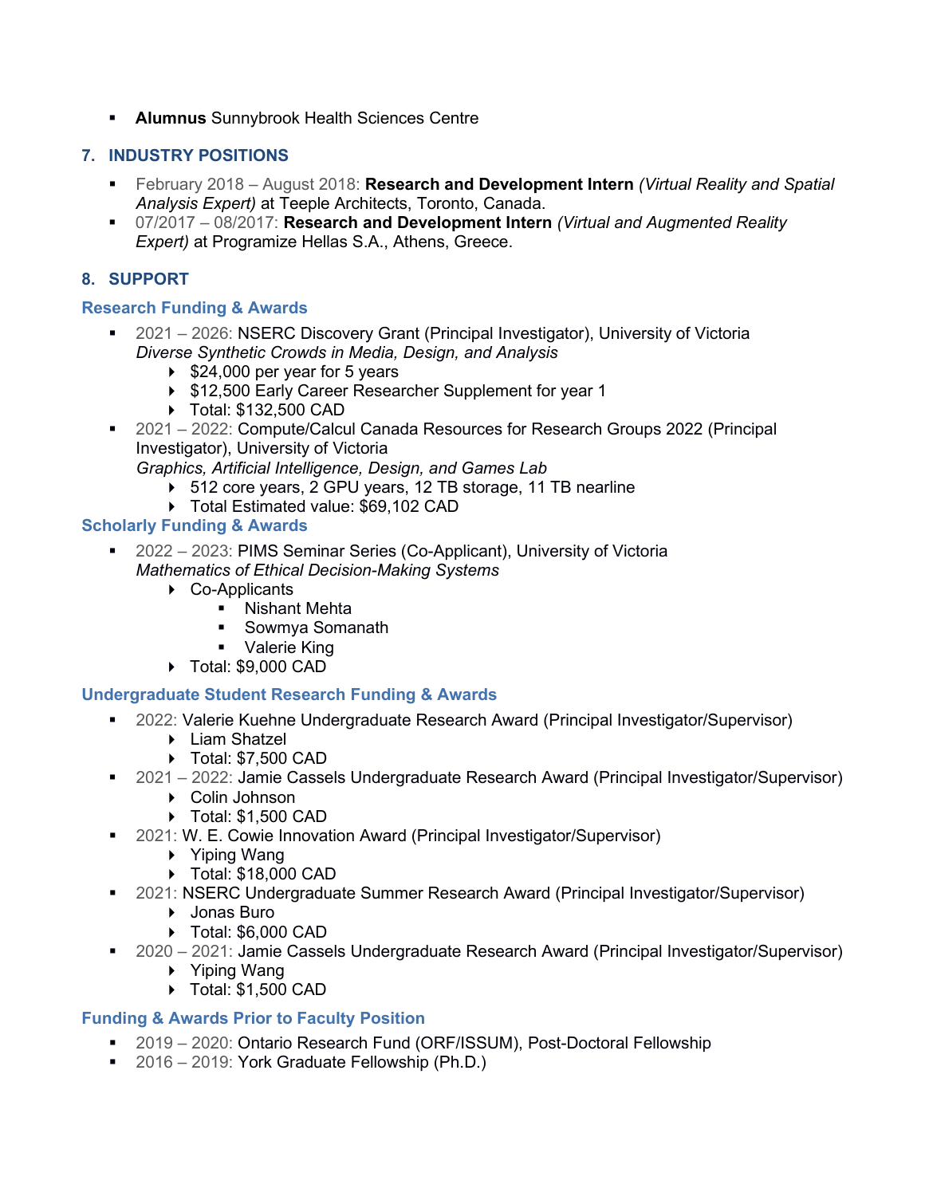- **Alumnus** Sunnybrook Health Sciences Centre

## 7. INDUSTRY POSITIONS

- February 2018 – August 2018: **Research and Development Intern** *(Virtual Reality and Spatial Analysis Expert)* at Teeple Architects, Toronto, Canada.
- 07/2017 – 08/2017: **Research and Development Intern** *(Virtual and Augmented Reality Expert)* at Programize Hellas S.A., Athens, Greece.

## 8. SUPPORT

### Research Funding & Awards

- 2021 – 2026: NSERC Discovery Grant (Principal Investigator), University of Victoria
  *Diverse Synthetic Crowds in Media, Design, and Analysis*
  - $24,000 per year for 5 years
  - $12,500 Early Career Researcher Supplement for year 1
  - Total: $132,500 CAD
- 2021 – 2022: Compute/Calcul Canada Resources for Research Groups 2022 (Principal Investigator), University of Victoria
  *Graphics, Artificial Intelligence, Design, and Games Lab*
  - 512 core years, 2 GPU years, 12 TB storage, 11 TB nearline
  - Total Estimated value: $69,102 CAD

### Scholarly Funding & Awards

- 2022 – 2023: PIMS Seminar Series (Co-Applicant), University of Victoria
  *Mathematics of Ethical Decision-Making Systems*
  - Co-Applicants
    - Nishant Mehta
    - Sowmya Somanath
    - Valerie King
  - Total: $9,000 CAD

### Undergraduate Student Research Funding & Awards

- 2022: Valerie Kuehne Undergraduate Research Award (Principal Investigator/Supervisor)
  - Liam Shatzel
  - Total: $7,500 CAD
- 2021 – 2022: Jamie Cassels Undergraduate Research Award (Principal Investigator/Supervisor)
  - Colin Johnson
  - Total: $1,500 CAD
- 2021: W. E. Cowie Innovation Award (Principal Investigator/Supervisor)
  - Yiping Wang
  - Total: $18,000 CAD
- 2021: NSERC Undergraduate Summer Research Award (Principal Investigator/Supervisor)
  - Jonas Buro
  - Total: $6,000 CAD
- 2020 – 2021: Jamie Cassels Undergraduate Research Award (Principal Investigator/Supervisor)
  - Yiping Wang
  - Total: $1,500 CAD

### Funding & Awards Prior to Faculty Position

- 2019 – 2020: Ontario Research Fund (ORF/ISSUM), Post-Doctoral Fellowship
- 2016 – 2019: York Graduate Fellowship (Ph.D.)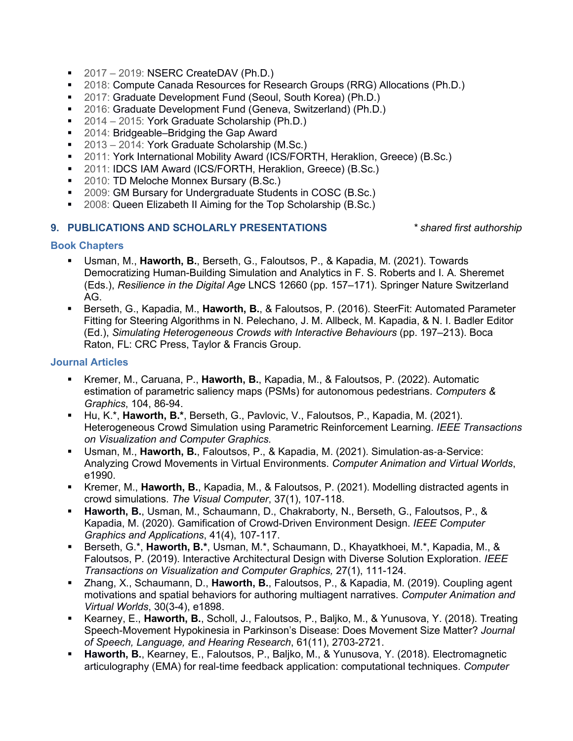- 2017 – 2019: NSERC CreateDAV (Ph.D.)
- 2018: Compute Canada Resources for Research Groups (RRG) Allocations (Ph.D.)
- 2017: Graduate Development Fund (Seoul, South Korea) (Ph.D.)
- 2016: Graduate Development Fund (Geneva, Switzerland) (Ph.D.)
- 2014 – 2015: York Graduate Scholarship (Ph.D.)
- 2014: Bridgeable–Bridging the Gap Award
- 2013 – 2014: York Graduate Scholarship (M.Sc.)
- 2011: York International Mobility Award (ICS/FORTH, Heraklion, Greece) (B.Sc.)
- 2011: IDCS IAM Award (ICS/FORTH, Heraklion, Greece) (B.Sc.)
- 2010: TD Meloche Monnex Bursary (B.Sc.)
- 2009: GM Bursary for Undergraduate Students in COSC (B.Sc.)
- 2008: Queen Elizabeth II Aiming for the Top Scholarship (B.Sc.)

## 9. PUBLICATIONS AND SCHOLARLY PRESENTATIONS

*\* shared first authorship*

### Book Chapters

- Usman, M., **Haworth, B.**, Berseth, G., Faloutsos, P., & Kapadia, M. (2021). Towards Democratizing Human-Building Simulation and Analytics in F. S. Roberts and I. A. Sheremet (Eds.), *Resilience in the Digital Age* LNCS 12660 (pp. 157–171). Springer Nature Switzerland AG.
- Berseth, G., Kapadia, M., **Haworth, B.**, & Faloutsos, P. (2016). SteerFit: Automated Parameter Fitting for Steering Algorithms in N. Pelechano, J. M. Allbeck, M. Kapadia, & N. I. Badler Editor (Ed.), *Simulating Heterogeneous Crowds with Interactive Behaviours* (pp. 197–213). Boca Raton, FL: CRC Press, Taylor & Francis Group.

### Journal Articles

- Kremer, M., Caruana, P., **Haworth, B.**, Kapadia, M., & Faloutsos, P. (2022). Automatic estimation of parametric saliency maps (PSMs) for autonomous pedestrians. *Computers & Graphics*, 104, 86-94.
- Hu, K.*, **Haworth, B.***, Berseth, G., Pavlovic, V., Faloutsos, P., Kapadia, M. (2021). Heterogeneous Crowd Simulation using Parametric Reinforcement Learning. *IEEE Transactions on Visualization and Computer Graphics.*
- Usman, M., **Haworth, B.**, Faloutsos, P., & Kapadia, M. (2021). Simulation-as-a-Service: Analyzing Crowd Movements in Virtual Environments. *Computer Animation and Virtual Worlds*, e1990.
- Kremer, M., **Haworth, B.**, Kapadia, M., & Faloutsos, P. (2021). Modelling distracted agents in crowd simulations. *The Visual Computer*, 37(1), 107-118.
- **Haworth, B.**, Usman, M., Schaumann, D., Chakraborty, N., Berseth, G., Faloutsos, P., & Kapadia, M. (2020). Gamification of Crowd-Driven Environment Design. *IEEE Computer Graphics and Applications*, 41(4), 107-117.
- Berseth, G.*, **Haworth, B.***, Usman, M.*, Schaumann, D., Khayatkhoei, M.*, Kapadia, M., & Faloutsos, P. (2019). Interactive Architectural Design with Diverse Solution Exploration. *IEEE Transactions on Visualization and Computer Graphics,* 27(1), 111-124.
- Zhang, X., Schaumann, D., **Haworth, B.**, Faloutsos, P., & Kapadia, M. (2019). Coupling agent motivations and spatial behaviors for authoring multiagent narratives. *Computer Animation and Virtual Worlds*, 30(3-4), e1898.
- Kearney, E., **Haworth, B.**, Scholl, J., Faloutsos, P., Baljko, M., & Yunusova, Y. (2018). Treating Speech-Movement Hypokinesia in Parkinson's Disease: Does Movement Size Matter? *Journal of Speech, Language, and Hearing Research*, 61(11), 2703-2721.
- **Haworth, B.**, Kearney, E., Faloutsos, P., Baljko, M., & Yunusova, Y. (2018). Electromagnetic articulography (EMA) for real-time feedback application: computational techniques. *Computer*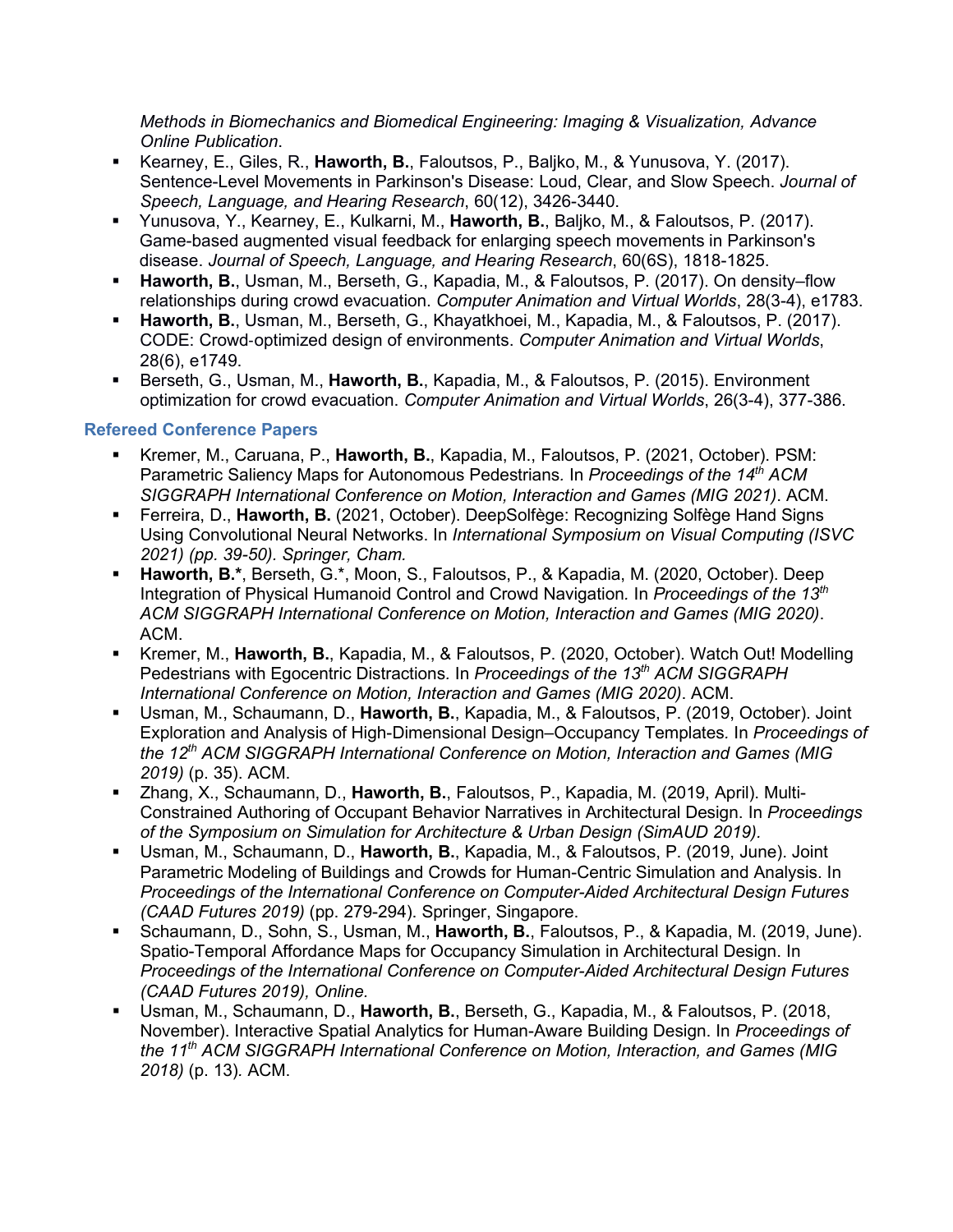*Methods in Biomechanics and Biomedical Engineering: Imaging & Visualization, Advance Online Publication*.

- Kearney, E., Giles, R., **Haworth, B.**, Faloutsos, P., Baljko, M., & Yunusova, Y. (2017). Sentence-Level Movements in Parkinson's Disease: Loud, Clear, and Slow Speech. *Journal of Speech, Language, and Hearing Research*, 60(12), 3426-3440.
- Yunusova, Y., Kearney, E., Kulkarni, M., **Haworth, B.**, Baljko, M., & Faloutsos, P. (2017). Game-based augmented visual feedback for enlarging speech movements in Parkinson's disease. *Journal of Speech, Language, and Hearing Research*, 60(6S), 1818-1825.
- **Haworth, B.**, Usman, M., Berseth, G., Kapadia, M., & Faloutsos, P. (2017). On density–flow relationships during crowd evacuation. *Computer Animation and Virtual Worlds*, 28(3-4), e1783.
- **Haworth, B.**, Usman, M., Berseth, G., Khayatkhoei, M., Kapadia, M., & Faloutsos, P. (2017). CODE: Crowd-optimized design of environments. *Computer Animation and Virtual Worlds*, 28(6), e1749.
- Berseth, G., Usman, M., **Haworth, B.**, Kapadia, M., & Faloutsos, P. (2015). Environment optimization for crowd evacuation. *Computer Animation and Virtual Worlds*, 26(3-4), 377-386.

## Refereed Conference Papers

- Kremer, M., Caruana, P., **Haworth, B.**, Kapadia, M., Faloutsos, P. (2021, October). PSM: Parametric Saliency Maps for Autonomous Pedestrians. In *Proceedings of the 14th ACM SIGGRAPH International Conference on Motion, Interaction and Games (MIG 2021)*. ACM.
- Ferreira, D., **Haworth, B.** (2021, October). DeepSolfège: Recognizing Solfège Hand Signs Using Convolutional Neural Networks. In *International Symposium on Visual Computing (ISVC 2021) (pp. 39-50). Springer, Cham.*
- **Haworth, B.***, Berseth, G.*, Moon, S., Faloutsos, P., & Kapadia, M. (2020, October). Deep Integration of Physical Humanoid Control and Crowd Navigation. In *Proceedings of the 13th ACM SIGGRAPH International Conference on Motion, Interaction and Games (MIG 2020)*. ACM.
- Kremer, M., **Haworth, B.**, Kapadia, M., & Faloutsos, P. (2020, October). Watch Out! Modelling Pedestrians with Egocentric Distractions. In *Proceedings of the 13th ACM SIGGRAPH International Conference on Motion, Interaction and Games (MIG 2020)*. ACM.
- Usman, M., Schaumann, D., **Haworth, B.**, Kapadia, M., & Faloutsos, P. (2019, October). Joint Exploration and Analysis of High-Dimensional Design–Occupancy Templates. In *Proceedings of the 12th ACM SIGGRAPH International Conference on Motion, Interaction and Games (MIG 2019)* (p. 35). ACM.
- Zhang, X., Schaumann, D., **Haworth, B.**, Faloutsos, P., Kapadia, M. (2019, April). Multi-Constrained Authoring of Occupant Behavior Narratives in Architectural Design. In *Proceedings of the Symposium on Simulation for Architecture & Urban Design (SimAUD 2019).*
- Usman, M., Schaumann, D., **Haworth, B.**, Kapadia, M., & Faloutsos, P. (2019, June). Joint Parametric Modeling of Buildings and Crowds for Human-Centric Simulation and Analysis. In *Proceedings of the International Conference on Computer-Aided Architectural Design Futures (CAAD Futures 2019)* (pp. 279-294). Springer, Singapore.
- Schaumann, D., Sohn, S., Usman, M., **Haworth, B.**, Faloutsos, P., & Kapadia, M. (2019, June). Spatio-Temporal Affordance Maps for Occupancy Simulation in Architectural Design. In *Proceedings of the International Conference on Computer-Aided Architectural Design Futures (CAAD Futures 2019), Online.*
- Usman, M., Schaumann, D., **Haworth, B.**, Berseth, G., Kapadia, M., & Faloutsos, P. (2018, November). Interactive Spatial Analytics for Human-Aware Building Design. In *Proceedings of the 11th ACM SIGGRAPH International Conference on Motion, Interaction, and Games (MIG 2018)* (p. 13). ACM.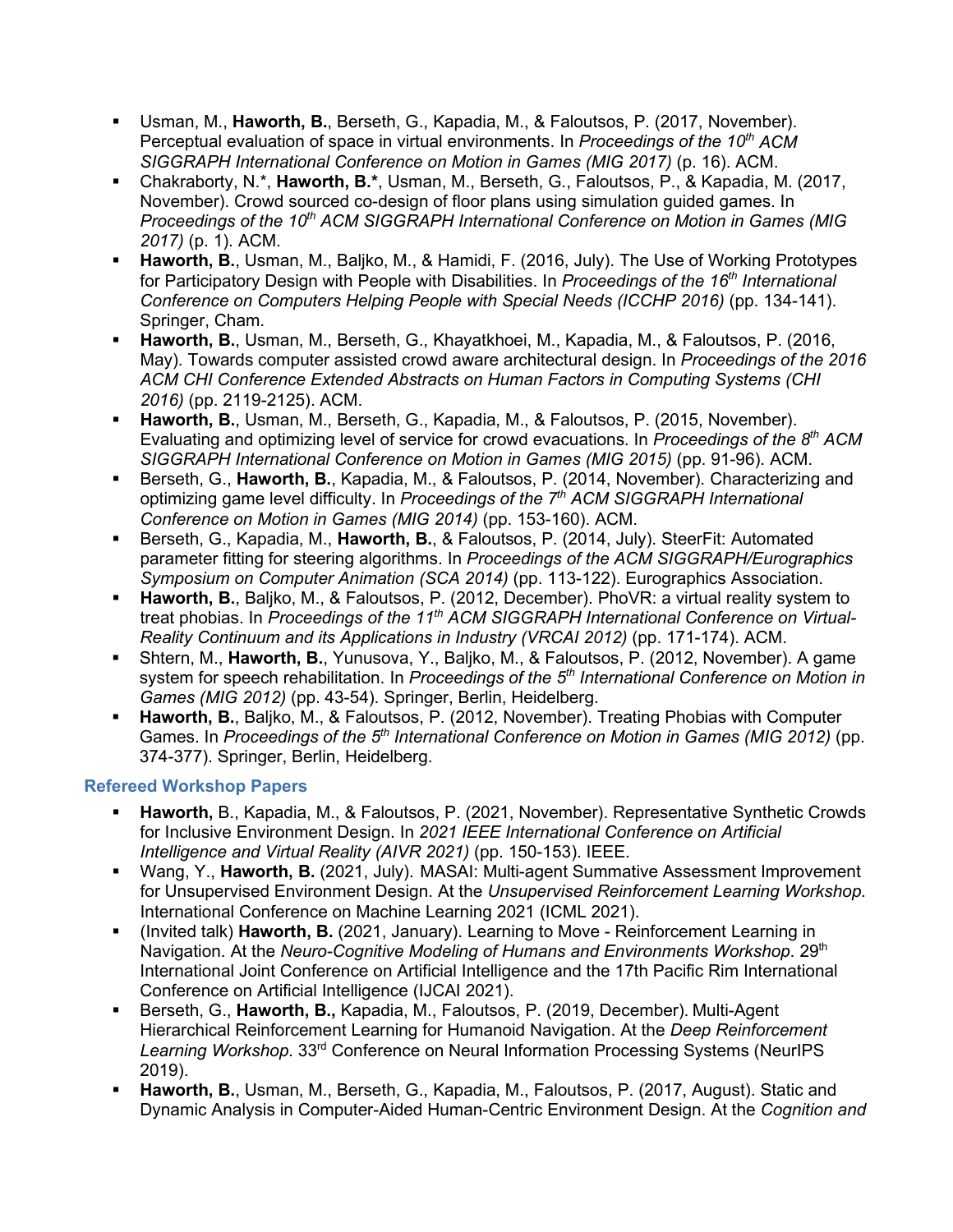- Usman, M., **Haworth, B.**, Berseth, G., Kapadia, M., & Faloutsos, P. (2017, November). Perceptual evaluation of space in virtual environments. In *Proceedings of the 10th ACM SIGGRAPH International Conference on Motion in Games (MIG 2017)* (p. 16). ACM.
- Chakraborty, N.*, **Haworth, B.***, Usman, M., Berseth, G., Faloutsos, P., & Kapadia, M. (2017, November). Crowd sourced co-design of floor plans using simulation guided games. In *Proceedings of the 10th ACM SIGGRAPH International Conference on Motion in Games (MIG 2017)* (p. 1). ACM.
- **Haworth, B.**, Usman, M., Baljko, M., & Hamidi, F. (2016, July). The Use of Working Prototypes for Participatory Design with People with Disabilities. In *Proceedings of the 16th International Conference on Computers Helping People with Special Needs (ICCHP 2016)* (pp. 134-141). Springer, Cham.
- **Haworth, B.**, Usman, M., Berseth, G., Khayatkhoei, M., Kapadia, M., & Faloutsos, P. (2016, May). Towards computer assisted crowd aware architectural design. In *Proceedings of the 2016 ACM CHI Conference Extended Abstracts on Human Factors in Computing Systems (CHI 2016)* (pp. 2119-2125). ACM.
- **Haworth, B.**, Usman, M., Berseth, G., Kapadia, M., & Faloutsos, P. (2015, November). Evaluating and optimizing level of service for crowd evacuations. In *Proceedings of the 8th ACM SIGGRAPH International Conference on Motion in Games (MIG 2015)* (pp. 91-96). ACM.
- Berseth, G., **Haworth, B.**, Kapadia, M., & Faloutsos, P. (2014, November). Characterizing and optimizing game level difficulty. In *Proceedings of the 7th ACM SIGGRAPH International Conference on Motion in Games (MIG 2014)* (pp. 153-160). ACM.
- Berseth, G., Kapadia, M., **Haworth, B.**, & Faloutsos, P. (2014, July). SteerFit: Automated parameter fitting for steering algorithms. In *Proceedings of the ACM SIGGRAPH/Eurographics Symposium on Computer Animation (SCA 2014)* (pp. 113-122). Eurographics Association.
- **Haworth, B.**, Baljko, M., & Faloutsos, P. (2012, December). PhoVR: a virtual reality system to treat phobias. In *Proceedings of the 11th ACM SIGGRAPH International Conference on Virtual-Reality Continuum and its Applications in Industry (VRCAI 2012)* (pp. 171-174). ACM.
- Shtern, M., **Haworth, B.**, Yunusova, Y., Baljko, M., & Faloutsos, P. (2012, November). A game system for speech rehabilitation. In *Proceedings of the 5th International Conference on Motion in Games (MIG 2012)* (pp. 43-54). Springer, Berlin, Heidelberg.
- **Haworth, B.**, Baljko, M., & Faloutsos, P. (2012, November). Treating Phobias with Computer Games. In *Proceedings of the 5th International Conference on Motion in Games (MIG 2012)* (pp. 374-377). Springer, Berlin, Heidelberg.

### Refereed Workshop Papers

- **Haworth,** B., Kapadia, M., & Faloutsos, P. (2021, November). Representative Synthetic Crowds for Inclusive Environment Design. In *2021 IEEE International Conference on Artificial Intelligence and Virtual Reality (AIVR 2021)* (pp. 150-153). IEEE.
- Wang, Y., **Haworth, B.** (2021, July). MASAI: Multi-agent Summative Assessment Improvement for Unsupervised Environment Design. At the *Unsupervised Reinforcement Learning Workshop*. International Conference on Machine Learning 2021 (ICML 2021).
- (Invited talk) **Haworth, B.** (2021, January). Learning to Move - Reinforcement Learning in Navigation. At the *Neuro-Cognitive Modeling of Humans and Environments Workshop*. 29th International Joint Conference on Artificial Intelligence and the 17th Pacific Rim International Conference on Artificial Intelligence (IJCAI 2021).
- Berseth, G., **Haworth, B.,** Kapadia, M., Faloutsos, P. (2019, December). Multi-Agent Hierarchical Reinforcement Learning for Humanoid Navigation. At the *Deep Reinforcement Learning Workshop*. 33rd Conference on Neural Information Processing Systems (NeurIPS 2019).
- **Haworth, B.**, Usman, M., Berseth, G., Kapadia, M., Faloutsos, P. (2017, August). Static and Dynamic Analysis in Computer-Aided Human-Centric Environment Design. At the *Cognition and*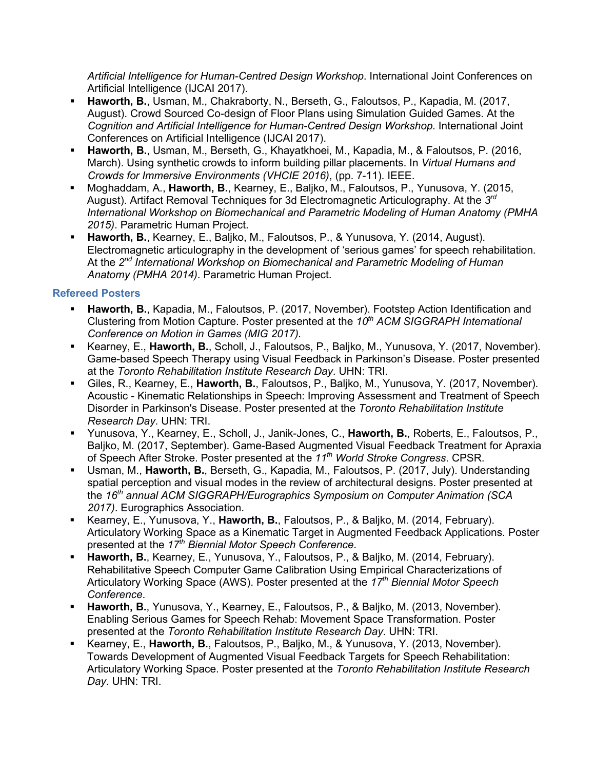*Artificial Intelligence for Human-Centred Design Workshop*. International Joint Conferences on Artificial Intelligence (IJCAI 2017).

- **Haworth, B.**, Usman, M., Chakraborty, N., Berseth, G., Faloutsos, P., Kapadia, M. (2017, August). Crowd Sourced Co-design of Floor Plans using Simulation Guided Games. At the *Cognition and Artificial Intelligence for Human-Centred Design Workshop*. International Joint Conferences on Artificial Intelligence (IJCAI 2017).
- **Haworth, B.**, Usman, M., Berseth, G., Khayatkhoei, M., Kapadia, M., & Faloutsos, P. (2016, March). Using synthetic crowds to inform building pillar placements. In *Virtual Humans and Crowds for Immersive Environments (VHCIE 2016)*, (pp. 7-11). IEEE.
- Moghaddam, A., **Haworth, B.**, Kearney, E., Baljko, M., Faloutsos, P., Yunusova, Y. (2015, August). Artifact Removal Techniques for 3d Electromagnetic Articulography. At the *3rd International Workshop on Biomechanical and Parametric Modeling of Human Anatomy (PMHA 2015)*. Parametric Human Project.
- **Haworth, B.**, Kearney, E., Baljko, M., Faloutsos, P., & Yunusova, Y. (2014, August). Electromagnetic articulography in the development of 'serious games' for speech rehabilitation. At the *2nd International Workshop on Biomechanical and Parametric Modeling of Human Anatomy (PMHA 2014)*. Parametric Human Project.

### Refereed Posters

- **Haworth, B.**, Kapadia, M., Faloutsos, P. (2017, November). Footstep Action Identification and Clustering from Motion Capture. Poster presented at the *10th ACM SIGGRAPH International Conference on Motion in Games (MIG 2017)*.
- Kearney, E., **Haworth, B.**, Scholl, J., Faloutsos, P., Baljko, M., Yunusova, Y. (2017, November). Game-based Speech Therapy using Visual Feedback in Parkinson's Disease. Poster presented at the *Toronto Rehabilitation Institute Research Day*. UHN: TRI.
- Giles, R., Kearney, E., **Haworth, B.**, Faloutsos, P., Baljko, M., Yunusova, Y. (2017, November). Acoustic - Kinematic Relationships in Speech: Improving Assessment and Treatment of Speech Disorder in Parkinson's Disease. Poster presented at the *Toronto Rehabilitation Institute Research Day*. UHN: TRI.
- Yunusova, Y., Kearney, E., Scholl, J., Janik-Jones, C., **Haworth, B.**, Roberts, E., Faloutsos, P., Baljko, M. (2017, September). Game-Based Augmented Visual Feedback Treatment for Apraxia of Speech After Stroke. Poster presented at the *11th World Stroke Congress*. CPSR.
- Usman, M., **Haworth, B.**, Berseth, G., Kapadia, M., Faloutsos, P. (2017, July). Understanding spatial perception and visual modes in the review of architectural designs. Poster presented at the *16th annual ACM SIGGRAPH/Eurographics Symposium on Computer Animation (SCA 2017)*. Eurographics Association.
- Kearney, E., Yunusova, Y., **Haworth, B.**, Faloutsos, P., & Baljko, M. (2014, February). Articulatory Working Space as a Kinematic Target in Augmented Feedback Applications. Poster presented at the *17th Biennial Motor Speech Conference*.
- **Haworth, B.**, Kearney, E., Yunusova, Y., Faloutsos, P., & Baljko, M. (2014, February). Rehabilitative Speech Computer Game Calibration Using Empirical Characterizations of Articulatory Working Space (AWS). Poster presented at the *17th Biennial Motor Speech Conference*.
- **Haworth, B.**, Yunusova, Y., Kearney, E., Faloutsos, P., & Baljko, M. (2013, November). Enabling Serious Games for Speech Rehab: Movement Space Transformation. Poster presented at the *Toronto Rehabilitation Institute Research Day*. UHN: TRI.
- Kearney, E., **Haworth, B.**, Faloutsos, P., Baljko, M., & Yunusova, Y. (2013, November). Towards Development of Augmented Visual Feedback Targets for Speech Rehabilitation: Articulatory Working Space. Poster presented at the *Toronto Rehabilitation Institute Research Day*. UHN: TRI.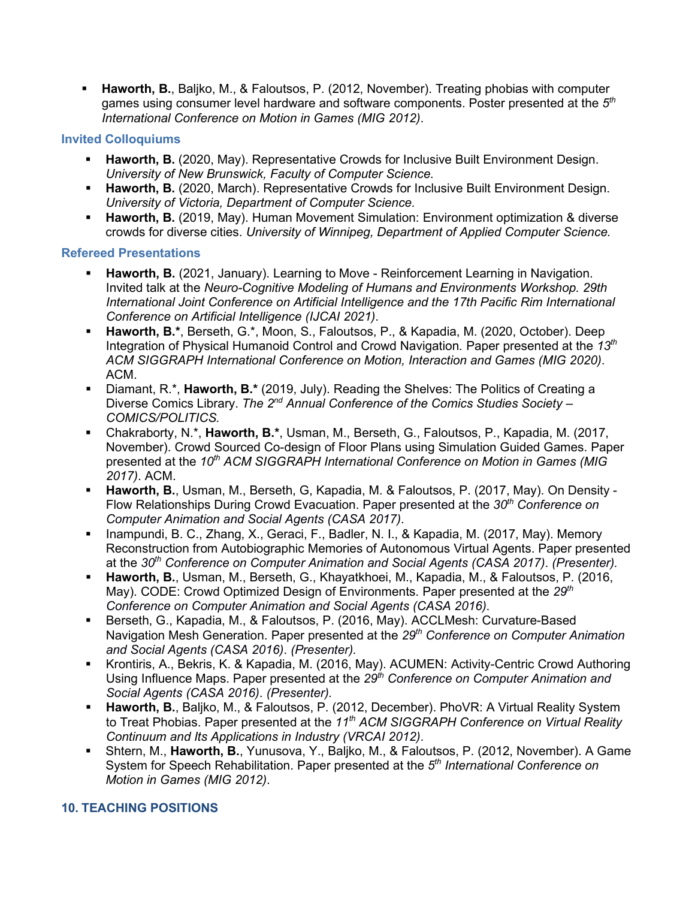- **Haworth, B.**, Baljko, M., & Faloutsos, P. (2012, November). Treating phobias with computer games using consumer level hardware and software components. Poster presented at the 5th *International Conference on Motion in Games (MIG 2012)*.

### Invited Colloquiums

- **Haworth, B.** (2020, May). Representative Crowds for Inclusive Built Environment Design. *University of New Brunswick, Faculty of Computer Science.*
- **Haworth, B.** (2020, March). Representative Crowds for Inclusive Built Environment Design. *University of Victoria, Department of Computer Science.*
- **Haworth, B.** (2019, May). Human Movement Simulation: Environment optimization & diverse crowds for diverse cities. *University of Winnipeg, Department of Applied Computer Science.*

### Refereed Presentations

- **Haworth, B.** (2021, January). Learning to Move - Reinforcement Learning in Navigation. Invited talk at the *Neuro-Cognitive Modeling of Humans and Environments Workshop. 29th International Joint Conference on Artificial Intelligence and the 17th Pacific Rim International Conference on Artificial Intelligence (IJCAI 2021)*.
- **Haworth, B.\***, Berseth, G.\*, Moon, S., Faloutsos, P., & Kapadia, M. (2020, October). Deep Integration of Physical Humanoid Control and Crowd Navigation. Paper presented at the *13th ACM SIGGRAPH International Conference on Motion, Interaction and Games (MIG 2020)*. ACM.
- Diamant, R.\*, **Haworth, B.\*** (2019, July). Reading the Shelves: The Politics of Creating a Diverse Comics Library. *The 2nd Annual Conference of the Comics Studies Society – COMICS/POLITICS.*
- Chakraborty, N.\*, **Haworth, B.\***, Usman, M., Berseth, G., Faloutsos, P., Kapadia, M. (2017, November). Crowd Sourced Co-design of Floor Plans using Simulation Guided Games. Paper presented at the *10th ACM SIGGRAPH International Conference on Motion in Games (MIG 2017)*. ACM.
- **Haworth, B.**, Usman, M., Berseth, G, Kapadia, M. & Faloutsos, P. (2017, May). On Density - Flow Relationships During Crowd Evacuation. Paper presented at the *30th Conference on Computer Animation and Social Agents (CASA 2017)*.
- Inampundi, B. C., Zhang, X., Geraci, F., Badler, N. I., & Kapadia, M. (2017, May). Memory Reconstruction from Autobiographic Memories of Autonomous Virtual Agents. Paper presented at the *30th Conference on Computer Animation and Social Agents (CASA 2017)*. *(Presenter).*
- **Haworth, B.**, Usman, M., Berseth, G., Khayatkhoei, M., Kapadia, M., & Faloutsos, P. (2016, May). CODE: Crowd Optimized Design of Environments. Paper presented at the *29th Conference on Computer Animation and Social Agents (CASA 2016)*.
- Berseth, G., Kapadia, M., & Faloutsos, P. (2016, May). ACCLMesh: Curvature-Based Navigation Mesh Generation. Paper presented at the *29th Conference on Computer Animation and Social Agents (CASA 2016)*. *(Presenter).*
- Krontiris, A., Bekris, K. & Kapadia, M. (2016, May). ACUMEN: Activity-Centric Crowd Authoring Using Influence Maps. Paper presented at the *29th Conference on Computer Animation and Social Agents (CASA 2016)*. *(Presenter).*
- **Haworth, B.**, Baljko, M., & Faloutsos, P. (2012, December). PhoVR: A Virtual Reality System to Treat Phobias. Paper presented at the *11th ACM SIGGRAPH Conference on Virtual Reality Continuum and Its Applications in Industry (VRCAI 2012)*.
- Shtern, M., **Haworth, B.**, Yunusova, Y., Baljko, M., & Faloutsos, P. (2012, November). A Game System for Speech Rehabilitation. Paper presented at the *5th International Conference on Motion in Games (MIG 2012)*.

## 10. TEACHING POSITIONS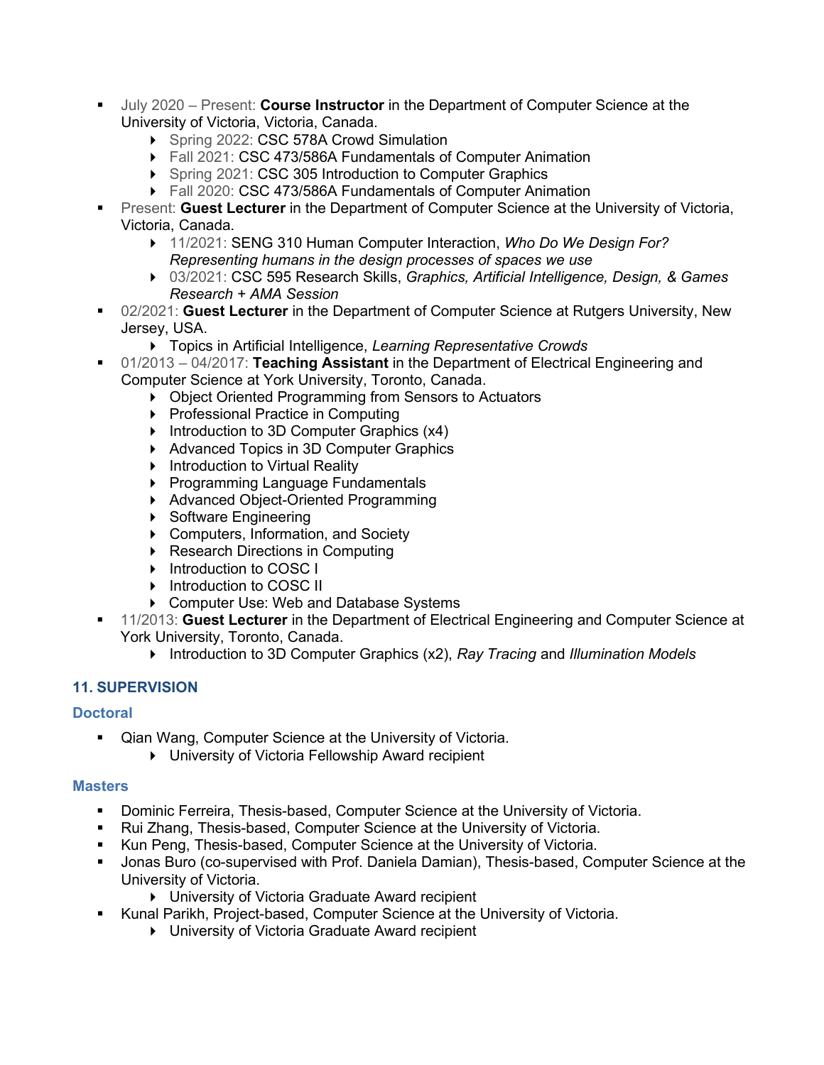- July 2020 – Present: **Course Instructor** in the Department of Computer Science at the University of Victoria, Victoria, Canada.
    - Spring 2022: CSC 578A Crowd Simulation
    - Fall 2021: CSC 473/586A Fundamentals of Computer Animation
    - Spring 2021: CSC 305 Introduction to Computer Graphics
    - Fall 2020: CSC 473/586A Fundamentals of Computer Animation
- Present: **Guest Lecturer** in the Department of Computer Science at the University of Victoria, Victoria, Canada.
    - 11/2021: SENG 310 Human Computer Interaction, *Who Do We Design For? Representing humans in the design processes of spaces we use*
    - 03/2021: CSC 595 Research Skills, *Graphics, Artificial Intelligence, Design, & Games Research + AMA Session*
- 02/2021: **Guest Lecturer** in the Department of Computer Science at Rutgers University, New Jersey, USA.
    - Topics in Artificial Intelligence, *Learning Representative Crowds*
- 01/2013 – 04/2017: **Teaching Assistant** in the Department of Electrical Engineering and Computer Science at York University, Toronto, Canada.
    - Object Oriented Programming from Sensors to Actuators
    - Professional Practice in Computing
    - Introduction to 3D Computer Graphics (x4)
    - Advanced Topics in 3D Computer Graphics
    - Introduction to Virtual Reality
    - Programming Language Fundamentals
    - Advanced Object-Oriented Programming
    - Software Engineering
    - Computers, Information, and Society
    - Research Directions in Computing
    - Introduction to COSC I
    - Introduction to COSC II
    - Computer Use: Web and Database Systems
- 11/2013: **Guest Lecturer** in the Department of Electrical Engineering and Computer Science at York University, Toronto, Canada.
    - Introduction to 3D Computer Graphics (x2), *Ray Tracing* and *Illumination Models*

## 11. SUPERVISION

### Doctoral

- Qian Wang, Computer Science at the University of Victoria.
    - University of Victoria Fellowship Award recipient

### Masters

- Dominic Ferreira, Thesis-based, Computer Science at the University of Victoria.
- Rui Zhang, Thesis-based, Computer Science at the University of Victoria.
- Kun Peng, Thesis-based, Computer Science at the University of Victoria.
- Jonas Buro (co-supervised with Prof. Daniela Damian), Thesis-based, Computer Science at the University of Victoria.
    - University of Victoria Graduate Award recipient
- Kunal Parikh, Project-based, Computer Science at the University of Victoria.
    - University of Victoria Graduate Award recipient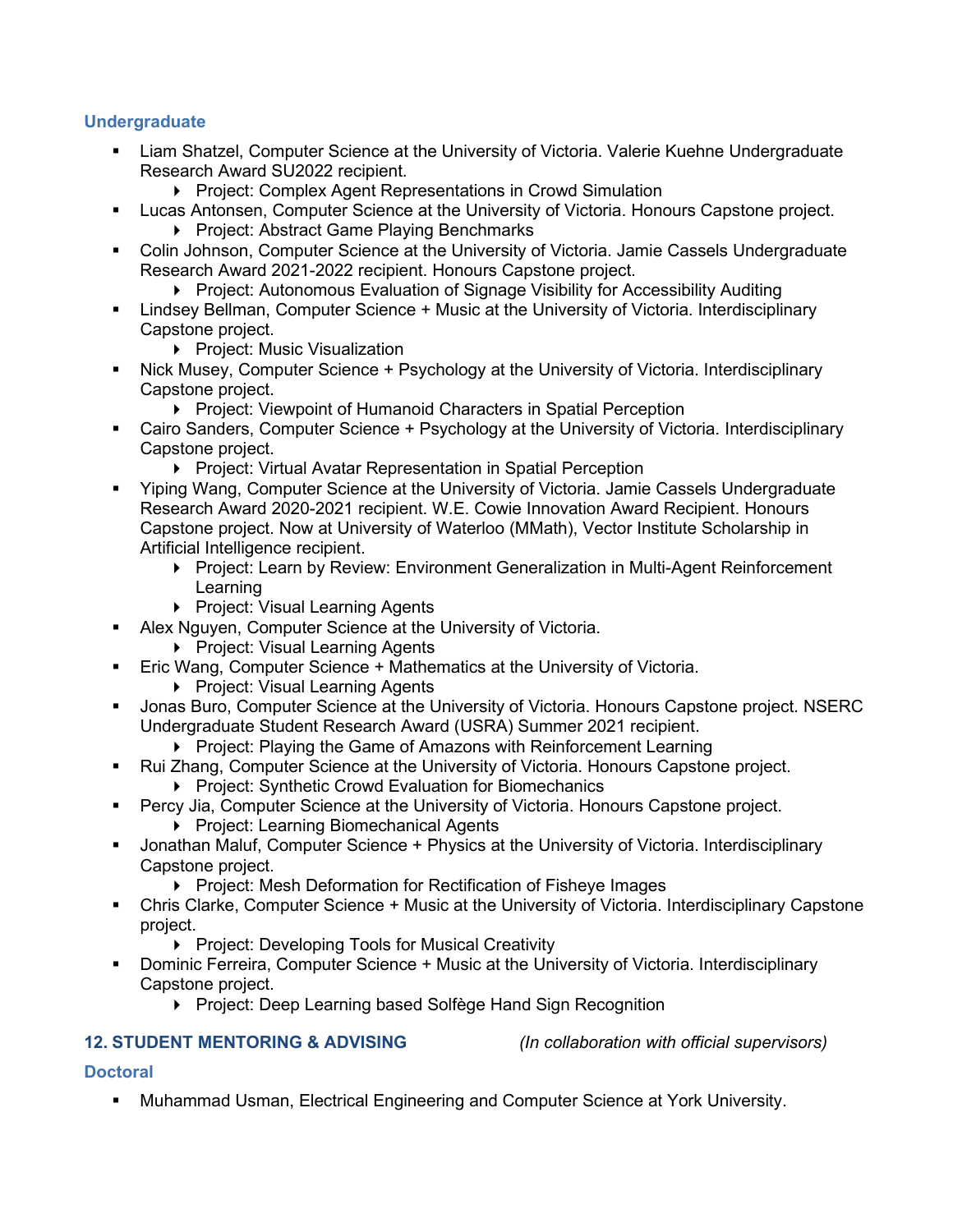### Undergraduate

- Liam Shatzel, Computer Science at the University of Victoria. Valerie Kuehne Undergraduate Research Award SU2022 recipient.
  - Project: Complex Agent Representations in Crowd Simulation
- Lucas Antonsen, Computer Science at the University of Victoria. Honours Capstone project.
  - Project: Abstract Game Playing Benchmarks
- Colin Johnson, Computer Science at the University of Victoria. Jamie Cassels Undergraduate Research Award 2021-2022 recipient. Honours Capstone project.
  - Project: Autonomous Evaluation of Signage Visibility for Accessibility Auditing
- Lindsey Bellman, Computer Science + Music at the University of Victoria. Interdisciplinary Capstone project.
  - Project: Music Visualization
- Nick Musey, Computer Science + Psychology at the University of Victoria. Interdisciplinary Capstone project.
  - Project: Viewpoint of Humanoid Characters in Spatial Perception
- Cairo Sanders, Computer Science + Psychology at the University of Victoria. Interdisciplinary Capstone project.
  - Project: Virtual Avatar Representation in Spatial Perception
- Yiping Wang, Computer Science at the University of Victoria. Jamie Cassels Undergraduate Research Award 2020-2021 recipient. W.E. Cowie Innovation Award Recipient. Honours Capstone project. Now at University of Waterloo (MMath), Vector Institute Scholarship in Artificial Intelligence recipient.
  - Project: Learn by Review: Environment Generalization in Multi-Agent Reinforcement Learning
  - Project: Visual Learning Agents
- Alex Nguyen, Computer Science at the University of Victoria.
  - Project: Visual Learning Agents
- Eric Wang, Computer Science + Mathematics at the University of Victoria.
  - Project: Visual Learning Agents
- Jonas Buro, Computer Science at the University of Victoria. Honours Capstone project. NSERC Undergraduate Student Research Award (USRA) Summer 2021 recipient.
  - Project: Playing the Game of Amazons with Reinforcement Learning
- Rui Zhang, Computer Science at the University of Victoria. Honours Capstone project.
  - Project: Synthetic Crowd Evaluation for Biomechanics
- Percy Jia, Computer Science at the University of Victoria. Honours Capstone project.
  - Project: Learning Biomechanical Agents
- Jonathan Maluf, Computer Science + Physics at the University of Victoria. Interdisciplinary Capstone project.
  - Project: Mesh Deformation for Rectification of Fisheye Images
- Chris Clarke, Computer Science + Music at the University of Victoria. Interdisciplinary Capstone project.
  - Project: Developing Tools for Musical Creativity
- Dominic Ferreira, Computer Science + Music at the University of Victoria. Interdisciplinary Capstone project.
  - Project: Deep Learning based Solfège Hand Sign Recognition

## 12. STUDENT MENTORING & ADVISING *(In collaboration with official supervisors)*

### Doctoral

- Muhammad Usman, Electrical Engineering and Computer Science at York University.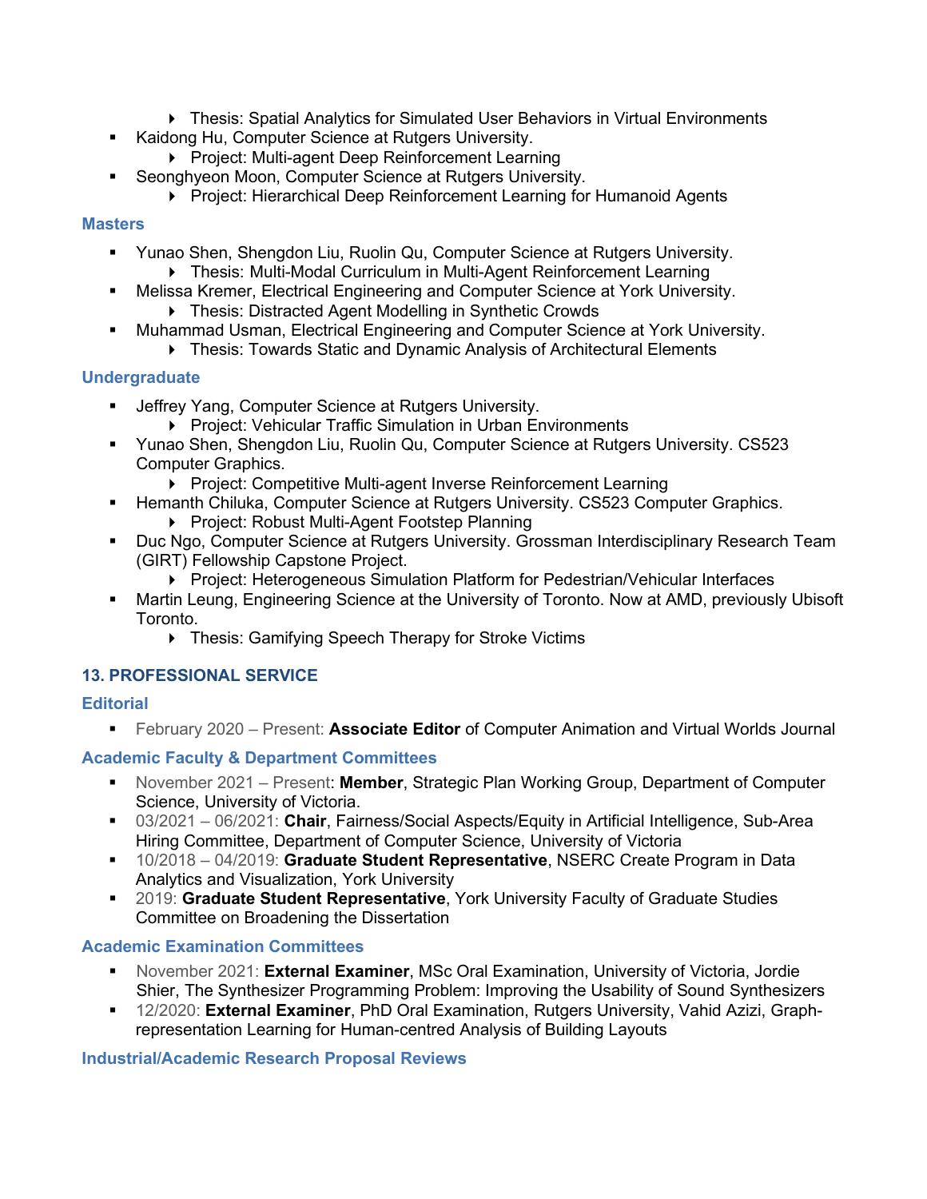- Thesis: Spatial Analytics for Simulated User Behaviors in Virtual Environments
- Kaidong Hu, Computer Science at Rutgers University.
  - Project: Multi-agent Deep Reinforcement Learning
- Seonghyeon Moon, Computer Science at Rutgers University.
  - Project: Hierarchical Deep Reinforcement Learning for Humanoid Agents

### Masters

- Yunao Shen, Shengdon Liu, Ruolin Qu, Computer Science at Rutgers University.
  - Thesis: Multi-Modal Curriculum in Multi-Agent Reinforcement Learning
- Melissa Kremer, Electrical Engineering and Computer Science at York University.
  - Thesis: Distracted Agent Modelling in Synthetic Crowds
- Muhammad Usman, Electrical Engineering and Computer Science at York University.
  - Thesis: Towards Static and Dynamic Analysis of Architectural Elements

### Undergraduate

- Jeffrey Yang, Computer Science at Rutgers University.
  - Project: Vehicular Traffic Simulation in Urban Environments
- Yunao Shen, Shengdon Liu, Ruolin Qu, Computer Science at Rutgers University. CS523 Computer Graphics.
  - Project: Competitive Multi-agent Inverse Reinforcement Learning
- Hemanth Chiluka, Computer Science at Rutgers University. CS523 Computer Graphics.
  - Project: Robust Multi-Agent Footstep Planning
- Duc Ngo, Computer Science at Rutgers University. Grossman Interdisciplinary Research Team (GIRT) Fellowship Capstone Project.
  - Project: Heterogeneous Simulation Platform for Pedestrian/Vehicular Interfaces
- Martin Leung, Engineering Science at the University of Toronto. Now at AMD, previously Ubisoft Toronto.
  - Thesis: Gamifying Speech Therapy for Stroke Victims

## 13. PROFESSIONAL SERVICE

### Editorial

- February 2020 – Present: **Associate Editor** of Computer Animation and Virtual Worlds Journal

### Academic Faculty & Department Committees

- November 2021 – Present: **Member**, Strategic Plan Working Group, Department of Computer Science, University of Victoria.
- 03/2021 – 06/2021: **Chair**, Fairness/Social Aspects/Equity in Artificial Intelligence, Sub-Area Hiring Committee, Department of Computer Science, University of Victoria
- 10/2018 – 04/2019: **Graduate Student Representative**, NSERC Create Program in Data Analytics and Visualization, York University
- 2019: **Graduate Student Representative**, York University Faculty of Graduate Studies Committee on Broadening the Dissertation

### Academic Examination Committees

- November 2021: **External Examiner**, MSc Oral Examination, University of Victoria, Jordie Shier, The Synthesizer Programming Problem: Improving the Usability of Sound Synthesizers
- 12/2020: **External Examiner**, PhD Oral Examination, Rutgers University, Vahid Azizi, Graph-representation Learning for Human-centred Analysis of Building Layouts

### Industrial/Academic Research Proposal Reviews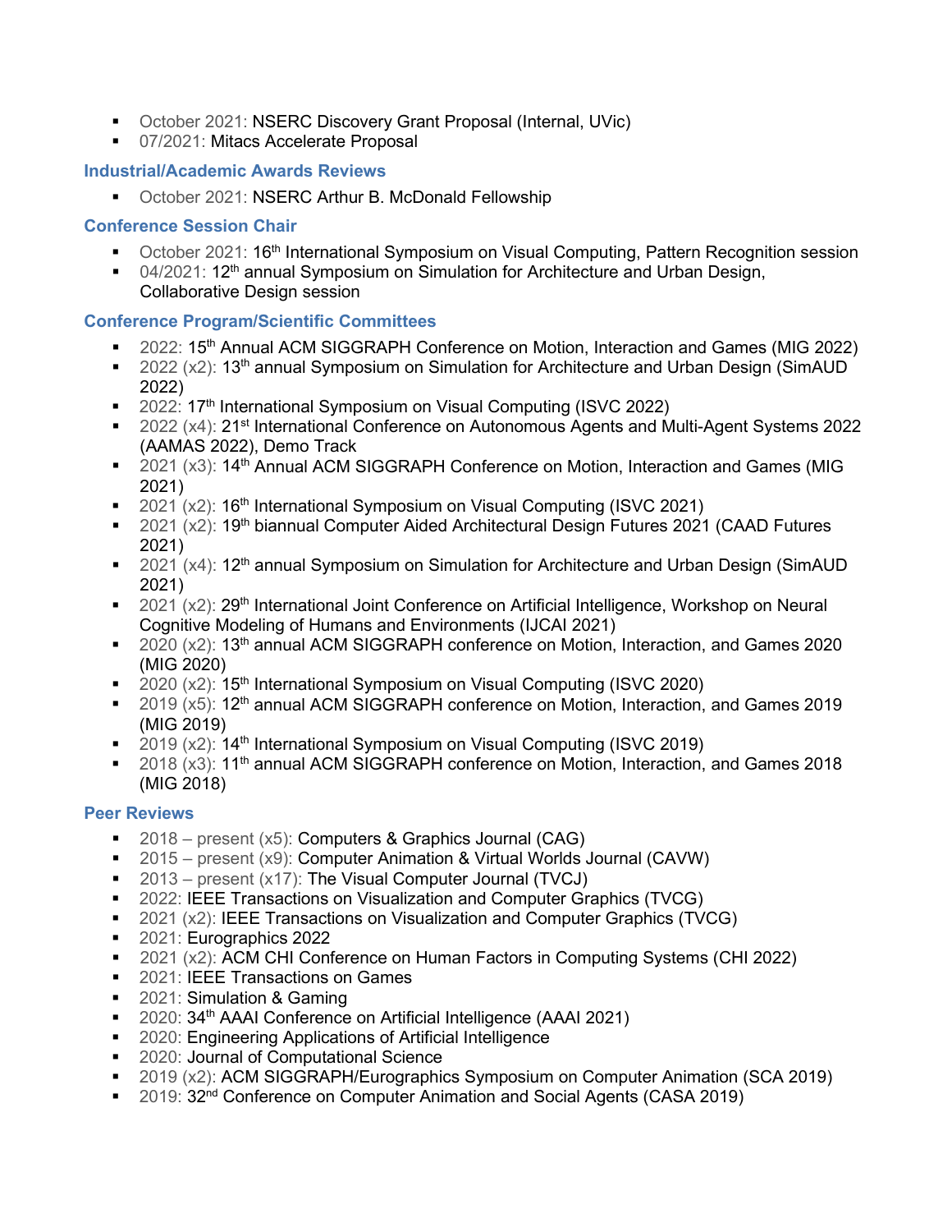- October 2021: NSERC Discovery Grant Proposal (Internal, UVic)
- 07/2021: Mitacs Accelerate Proposal

### Industrial/Academic Awards Reviews

- October 2021: NSERC Arthur B. McDonald Fellowship

### Conference Session Chair

- October 2021: 16th International Symposium on Visual Computing, Pattern Recognition session
- 04/2021: 12th annual Symposium on Simulation for Architecture and Urban Design, Collaborative Design session

### Conference Program/Scientific Committees

- 2022: 15th Annual ACM SIGGRAPH Conference on Motion, Interaction and Games (MIG 2022)
- 2022 (x2): 13th annual Symposium on Simulation for Architecture and Urban Design (SimAUD 2022)
- 2022: 17th International Symposium on Visual Computing (ISVC 2022)
- 2022 (x4): 21st International Conference on Autonomous Agents and Multi-Agent Systems 2022 (AAMAS 2022), Demo Track
- 2021 (x3): 14th Annual ACM SIGGRAPH Conference on Motion, Interaction and Games (MIG 2021)
- 2021 (x2): 16th International Symposium on Visual Computing (ISVC 2021)
- 2021 (x2): 19th biannual Computer Aided Architectural Design Futures 2021 (CAAD Futures 2021)
- 2021 (x4): 12th annual Symposium on Simulation for Architecture and Urban Design (SimAUD 2021)
- 2021 (x2): 29th International Joint Conference on Artificial Intelligence, Workshop on Neural Cognitive Modeling of Humans and Environments (IJCAI 2021)
- 2020 (x2): 13th annual ACM SIGGRAPH conference on Motion, Interaction, and Games 2020 (MIG 2020)
- 2020 (x2): 15th International Symposium on Visual Computing (ISVC 2020)
- 2019 (x5): 12th annual ACM SIGGRAPH conference on Motion, Interaction, and Games 2019 (MIG 2019)
- 2019 (x2): 14th International Symposium on Visual Computing (ISVC 2019)
- 2018 (x3): 11th annual ACM SIGGRAPH conference on Motion, Interaction, and Games 2018 (MIG 2018)

### Peer Reviews

- 2018 – present (x5): Computers & Graphics Journal (CAG)
- 2015 – present (x9): Computer Animation & Virtual Worlds Journal (CAVW)
- 2013 – present (x17): The Visual Computer Journal (TVCJ)
- 2022: IEEE Transactions on Visualization and Computer Graphics (TVCG)
- 2021 (x2): IEEE Transactions on Visualization and Computer Graphics (TVCG)
- 2021: Eurographics 2022
- 2021 (x2): ACM CHI Conference on Human Factors in Computing Systems (CHI 2022)
- 2021: IEEE Transactions on Games
- 2021: Simulation & Gaming
- 2020: 34th AAAI Conference on Artificial Intelligence (AAAI 2021)
- 2020: Engineering Applications of Artificial Intelligence
- 2020: Journal of Computational Science
- 2019 (x2): ACM SIGGRAPH/Eurographics Symposium on Computer Animation (SCA 2019)
- 2019: 32nd Conference on Computer Animation and Social Agents (CASA 2019)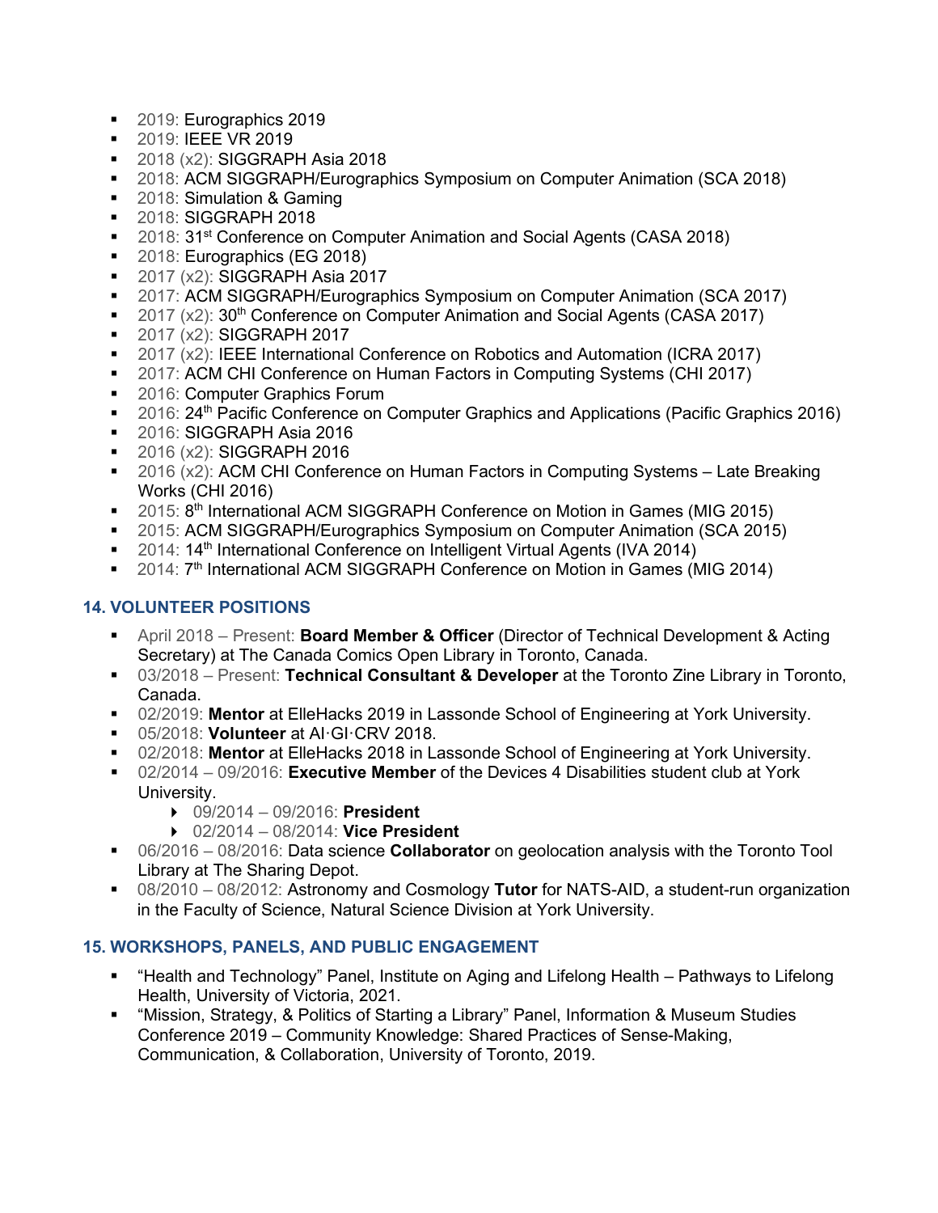- 2019: Eurographics 2019
- 2019: IEEE VR 2019
- 2018 (x2): SIGGRAPH Asia 2018
- 2018: ACM SIGGRAPH/Eurographics Symposium on Computer Animation (SCA 2018)
- 2018: Simulation & Gaming
- 2018: SIGGRAPH 2018
- 2018: 31st Conference on Computer Animation and Social Agents (CASA 2018)
- 2018: Eurographics (EG 2018)
- 2017 (x2): SIGGRAPH Asia 2017
- 2017: ACM SIGGRAPH/Eurographics Symposium on Computer Animation (SCA 2017)
- 2017 (x2): 30th Conference on Computer Animation and Social Agents (CASA 2017)
- 2017 (x2): SIGGRAPH 2017
- 2017 (x2): IEEE International Conference on Robotics and Automation (ICRA 2017)
- 2017: ACM CHI Conference on Human Factors in Computing Systems (CHI 2017)
- 2016: Computer Graphics Forum
- 2016: 24th Pacific Conference on Computer Graphics and Applications (Pacific Graphics 2016)
- 2016: SIGGRAPH Asia 2016
- 2016 (x2): SIGGRAPH 2016
- 2016 (x2): ACM CHI Conference on Human Factors in Computing Systems – Late Breaking Works (CHI 2016)
- 2015: 8th International ACM SIGGRAPH Conference on Motion in Games (MIG 2015)
- 2015: ACM SIGGRAPH/Eurographics Symposium on Computer Animation (SCA 2015)
- 2014: 14th International Conference on Intelligent Virtual Agents (IVA 2014)
- 2014: 7th International ACM SIGGRAPH Conference on Motion in Games (MIG 2014)

## 14. VOLUNTEER POSITIONS

- April 2018 – Present: **Board Member & Officer** (Director of Technical Development & Acting Secretary) at The Canada Comics Open Library in Toronto, Canada.
- 03/2018 – Present: **Technical Consultant & Developer** at the Toronto Zine Library in Toronto, Canada.
- 02/2019: **Mentor** at ElleHacks 2019 in Lassonde School of Engineering at York University.
- 05/2018: **Volunteer** at AI·GI·CRV 2018.
- 02/2018: **Mentor** at ElleHacks 2018 in Lassonde School of Engineering at York University.
- 02/2014 – 09/2016: **Executive Member** of the Devices 4 Disabilities student club at York University.
  - 09/2014 – 09/2016: **President**
  - 02/2014 – 08/2014: **Vice President**
- 06/2016 – 08/2016: Data science **Collaborator** on geolocation analysis with the Toronto Tool Library at The Sharing Depot.
- 08/2010 – 08/2012: Astronomy and Cosmology **Tutor** for NATS-AID, a student-run organization in the Faculty of Science, Natural Science Division at York University.

## 15. WORKSHOPS, PANELS, AND PUBLIC ENGAGEMENT

- "Health and Technology" Panel, Institute on Aging and Lifelong Health – Pathways to Lifelong Health, University of Victoria, 2021.
- "Mission, Strategy, & Politics of Starting a Library" Panel, Information & Museum Studies Conference 2019 – Community Knowledge: Shared Practices of Sense-Making, Communication, & Collaboration, University of Toronto, 2019.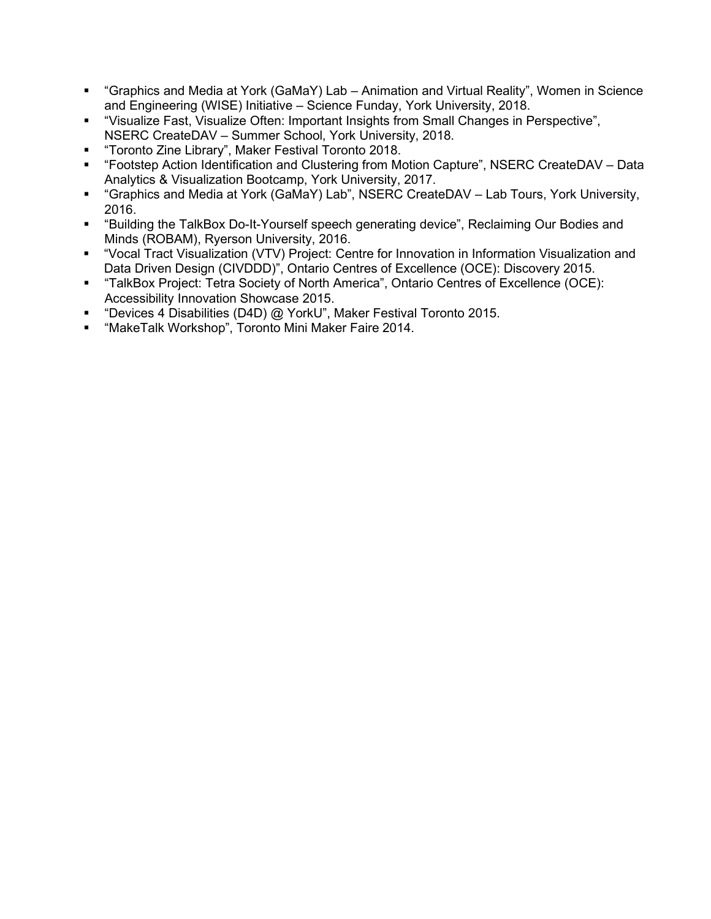- “Graphics and Media at York (GaMaY) Lab – Animation and Virtual Reality”, Women in Science and Engineering (WISE) Initiative – Science Funday, York University, 2018.
- “Visualize Fast, Visualize Often: Important Insights from Small Changes in Perspective”, NSERC CreateDAV – Summer School, York University, 2018.
- “Toronto Zine Library”, Maker Festival Toronto 2018.
- “Footstep Action Identification and Clustering from Motion Capture”, NSERC CreateDAV – Data Analytics & Visualization Bootcamp, York University, 2017.
- “Graphics and Media at York (GaMaY) Lab”, NSERC CreateDAV – Lab Tours, York University, 2016.
- “Building the TalkBox Do-It-Yourself speech generating device”, Reclaiming Our Bodies and Minds (ROBAM), Ryerson University, 2016.
- “Vocal Tract Visualization (VTV) Project: Centre for Innovation in Information Visualization and Data Driven Design (CIVDDD)”, Ontario Centres of Excellence (OCE): Discovery 2015.
- “TalkBox Project: Tetra Society of North America”, Ontario Centres of Excellence (OCE): Accessibility Innovation Showcase 2015.
- “Devices 4 Disabilities (D4D) @ YorkU”, Maker Festival Toronto 2015.
- “MakeTalk Workshop”, Toronto Mini Maker Faire 2014.